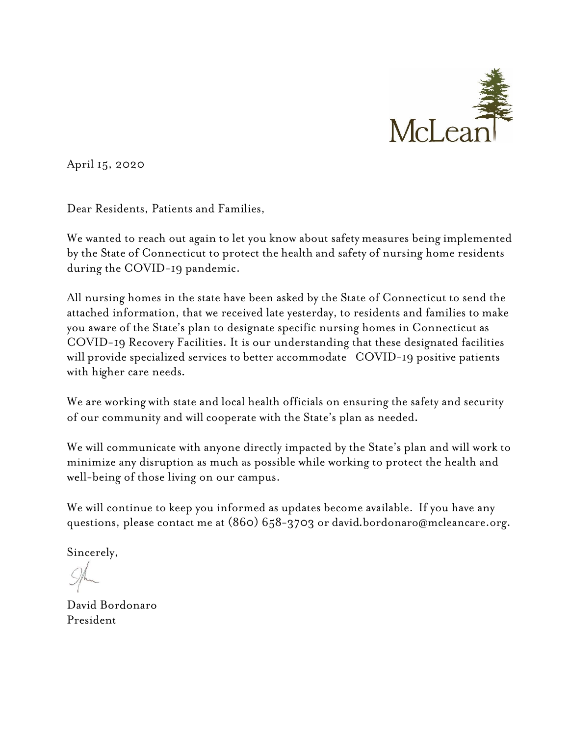McLean

April 15, 2020

Dear Residents, Patients and Families,

We wanted to reach out again to let you know about safety measures being implemented by the State of Connecticut to protect the health and safety of nursing home residents during the COVID-19 pandemic.

All nursing homes in the state have been asked by the State of Connecticut to send the attached information, that we received late yesterday, to residents and families to make you aware of the State's plan to designate specific nursing homes in Connecticut as COVID-19 Recovery Facilities. It is our understanding that these designated facilities will provide specialized services to better accommodate COVID-19 positive patients with higher care needs.

We are working with state and local health officials on ensuring the safety and security of our community and will cooperate with the State's plan as needed.

We will communicate with anyone directly impacted by the State's plan and will work to minimize any disruption as much as possible while working to protect the health and well-being of those living on our campus.

We will continue to keep you informed as updates become available. If you have any questions, please contact me at (860) 658-3703 or david.bordonaro@mcleancare.org.

Sincerely,

David Bordonaro
President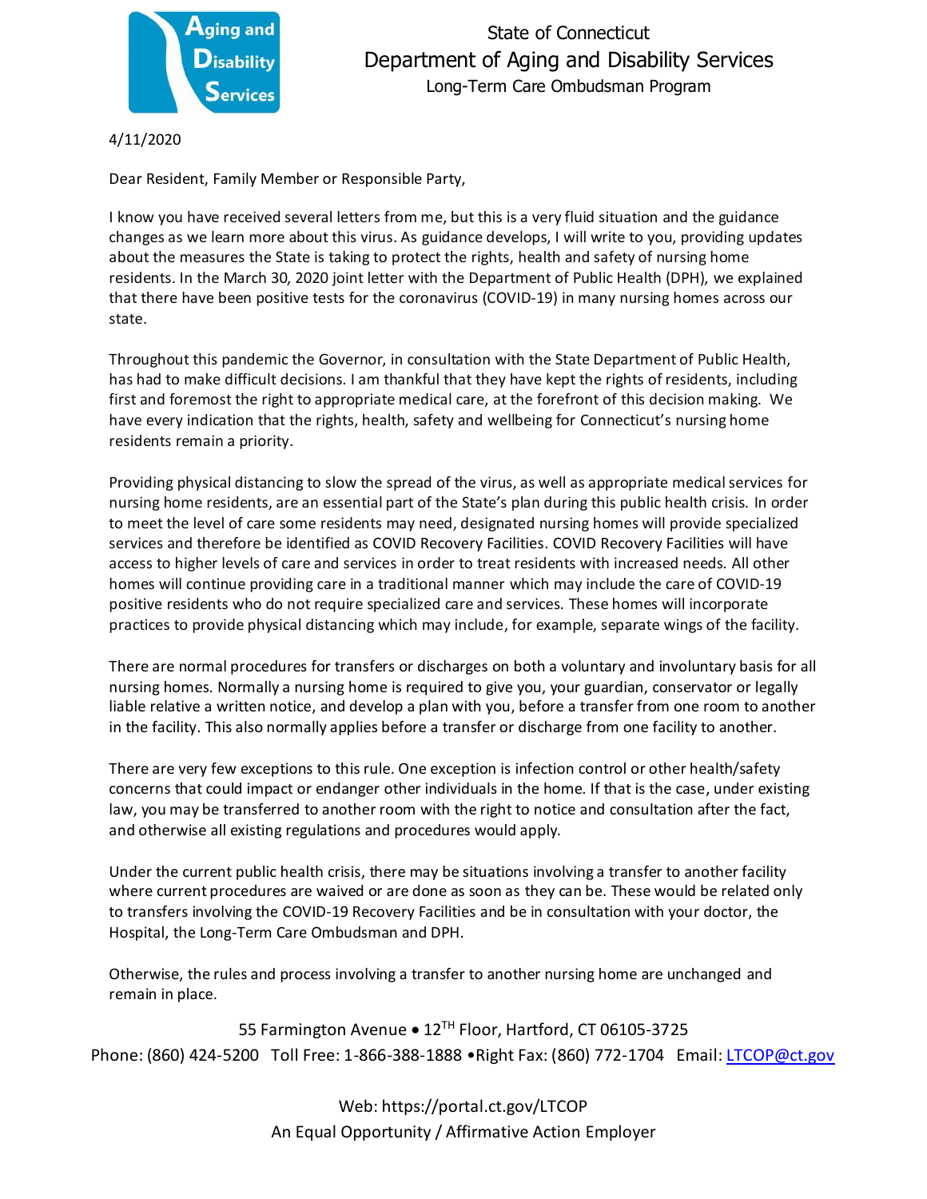State of Connecticut

Department of Aging and Disability Services

Long-Term Care Ombudsman Program

4/11/2020

Dear Resident, Family Member or Responsible Party,

I know you have received several letters from me, but this is a very fluid situation and the guidance changes as we learn more about this virus. As guidance develops, I will write to you, providing updates about the measures the State is taking to protect the rights, health and safety of nursing home residents. In the March 30, 2020 joint letter with the Department of Public Health (DPH), we explained that there have been positive tests for the coronavirus (COVID-19) in many nursing homes across our state.

Throughout this pandemic the Governor, in consultation with the State Department of Public Health, has had to make difficult decisions. I am thankful that they have kept the rights of residents, including first and foremost the right to appropriate medical care, at the forefront of this decision making. We have every indication that the rights, health, safety and wellbeing for Connecticut's nursing home residents remain a priority.

Providing physical distancing to slow the spread of the virus, as well as appropriate medical services for nursing home residents, are an essential part of the State's plan during this public health crisis. In order to meet the level of care some residents may need, designated nursing homes will provide specialized services and therefore be identified as COVID Recovery Facilities. COVID Recovery Facilities will have access to higher levels of care and services in order to treat residents with increased needs. All other homes will continue providing care in a traditional manner which may include the care of COVID-19 positive residents who do not require specialized care and services. These homes will incorporate practices to provide physical distancing which may include, for example, separate wings of the facility.

There are normal procedures for transfers or discharges on both a voluntary and involuntary basis for all nursing homes. Normally a nursing home is required to give you, your guardian, conservator or legally liable relative a written notice, and develop a plan with you, before a transfer from one room to another in the facility. This also normally applies before a transfer or discharge from one facility to another.

There are very few exceptions to this rule. One exception is infection control or other health/safety concerns that could impact or endanger other individuals in the home. If that is the case, under existing law, you may be transferred to another room with the right to notice and consultation after the fact, and otherwise all existing regulations and procedures would apply.

Under the current public health crisis, there may be situations involving a transfer to another facility where current procedures are waived or are done as soon as they can be. These would be related only to transfers involving the COVID-19 Recovery Facilities and be in consultation with your doctor, the Hospital, the Long-Term Care Ombudsman and DPH.

Otherwise, the rules and process involving a transfer to another nursing home are unchanged and remain in place.

55 Farmington Avenue • 12TH Floor, Hartford, CT 06105-3725

Phone: (860) 424-5200 Toll Free: 1-866-388-1888 •Right Fax: (860) 772-1704 Email: LTCOP@ct.gov

Web: https://portal.ct.gov/LTCOP

An Equal Opportunity / Affirmative Action Employer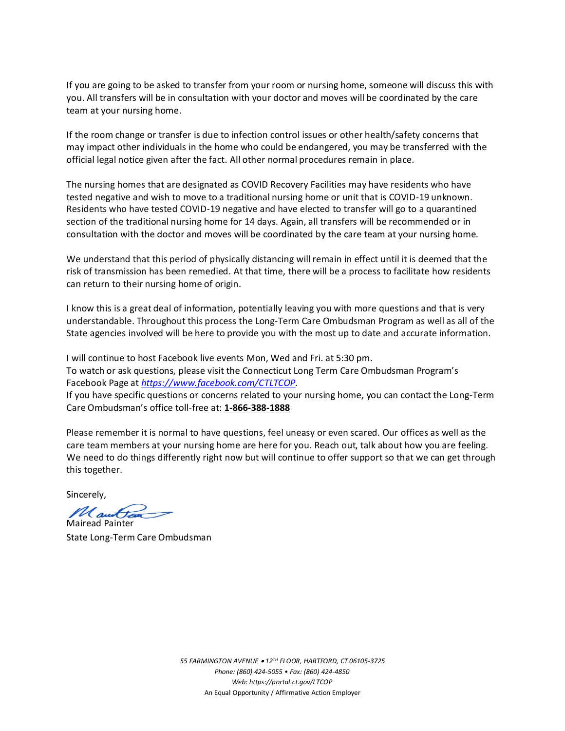If you are going to be asked to transfer from your room or nursing home, someone will discuss this with you. All transfers will be in consultation with your doctor and moves will be coordinated by the care team at your nursing home.

If the room change or transfer is due to infection control issues or other health/safety concerns that may impact other individuals in the home who could be endangered, you may be transferred with the official legal notice given after the fact. All other normal procedures remain in place.

The nursing homes that are designated as COVID Recovery Facilities may have residents who have tested negative and wish to move to a traditional nursing home or unit that is COVID-19 unknown. Residents who have tested COVID-19 negative and have elected to transfer will go to a quarantined section of the traditional nursing home for 14 days. Again, all transfers will be recommended or in consultation with the doctor and moves will be coordinated by the care team at your nursing home.

We understand that this period of physically distancing will remain in effect until it is deemed that the risk of transmission has been remedied. At that time, there will be a process to facilitate how residents can return to their nursing home of origin.

I know this is a great deal of information, potentially leaving you with more questions and that is very understandable. Throughout this process the Long-Term Care Ombudsman Program as well as all of the State agencies involved will be here to provide you with the most up to date and accurate information.

I will continue to host Facebook live events Mon, Wed and Fri. at 5:30 pm.
To watch or ask questions, please visit the Connecticut Long Term Care Ombudsman Program's Facebook Page at *https://www.facebook.com/CTLTCOP*.
If you have specific questions or concerns related to your nursing home, you can contact the Long-Term Care Ombudsman's office toll-free at: **1-866-388-1888**

Please remember it is normal to have questions, feel uneasy or even scared. Our offices as well as the care team members at your nursing home are here for you. Reach out, talk about how you are feeling. We need to do things differently right now but will continue to offer support so that we can get through this together.

Sincerely,

Mairead Painter
State Long-Term Care Ombudsman

*55 FARMINGTON AVENUE • 12TH FLOOR, HARTFORD, CT 06105-3725*
*Phone: (860) 424-5055 • Fax: (860) 424-4850*
*Web: https://portal.ct.gov/LTCOP*
An Equal Opportunity / Affirmative Action Employer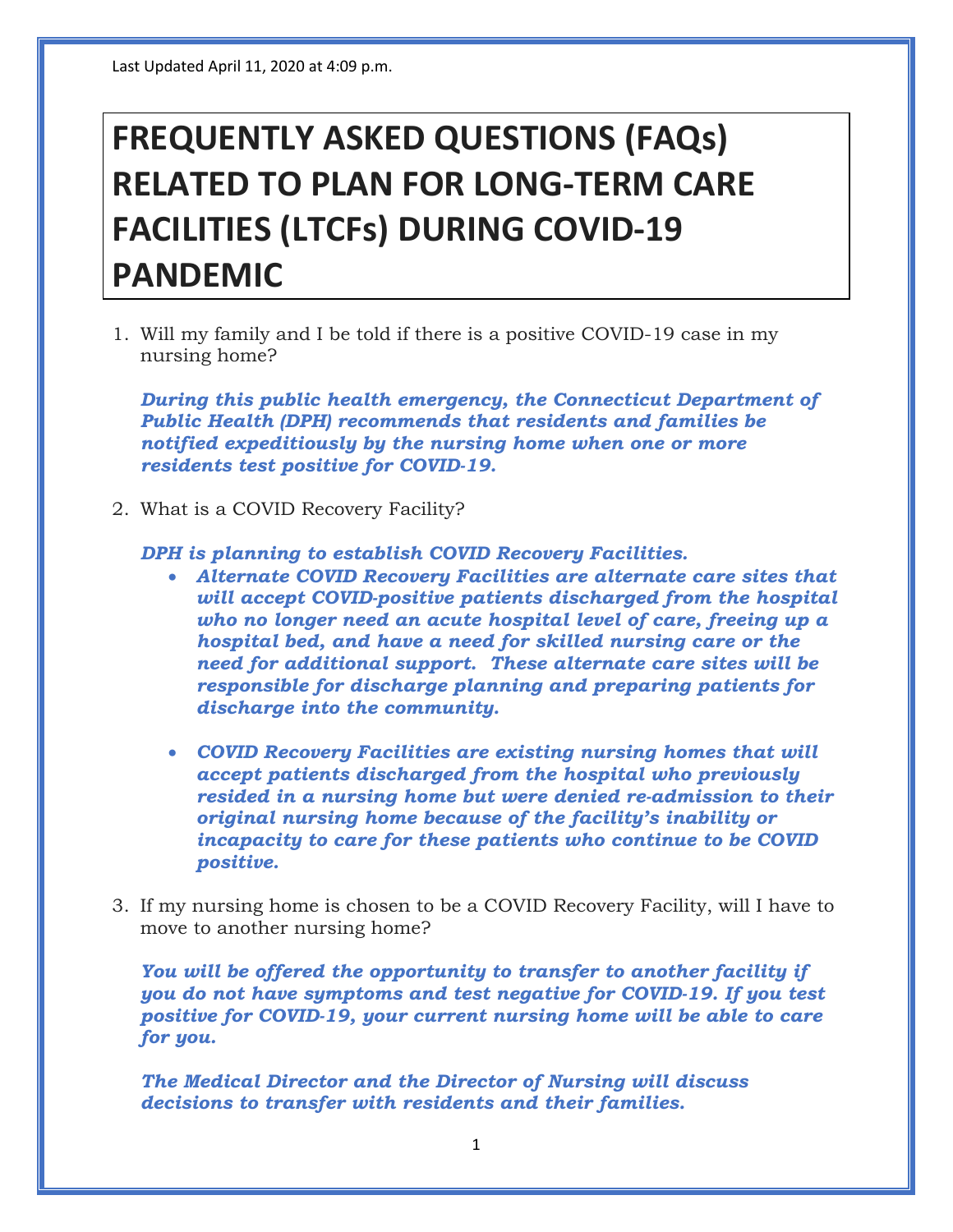Last Updated April 11, 2020 at 4:09 p.m.

# FREQUENTLY ASKED QUESTIONS (FAQs) RELATED TO PLAN FOR LONG-TERM CARE FACILITIES (LTCFs) DURING COVID-19 PANDEMIC

1. Will my family and I be told if there is a positive COVID-19 case in my nursing home?

   ***During this public health emergency, the Connecticut Department of Public Health (DPH) recommends that residents and families be notified expeditiously by the nursing home when one or more residents test positive for COVID-19.***

2. What is a COVID Recovery Facility?

   ***DPH is planning to establish COVID Recovery Facilities.***

   - ***Alternate COVID Recovery Facilities are alternate care sites that will accept COVID-positive patients discharged from the hospital who no longer need an acute hospital level of care, freeing up a hospital bed, and have a need for skilled nursing care or the need for additional support. These alternate care sites will be responsible for discharge planning and preparing patients for discharge into the community.***

   - ***COVID Recovery Facilities are existing nursing homes that will accept patients discharged from the hospital who previously resided in a nursing home but were denied re-admission to their original nursing home because of the facility's inability or incapacity to care for these patients who continue to be COVID positive.***

3. If my nursing home is chosen to be a COVID Recovery Facility, will I have to move to another nursing home?

   ***You will be offered the opportunity to transfer to another facility if you do not have symptoms and test negative for COVID-19. If you test positive for COVID-19, your current nursing home will be able to care for you.***

   ***The Medical Director and the Director of Nursing will discuss decisions to transfer with residents and their families.***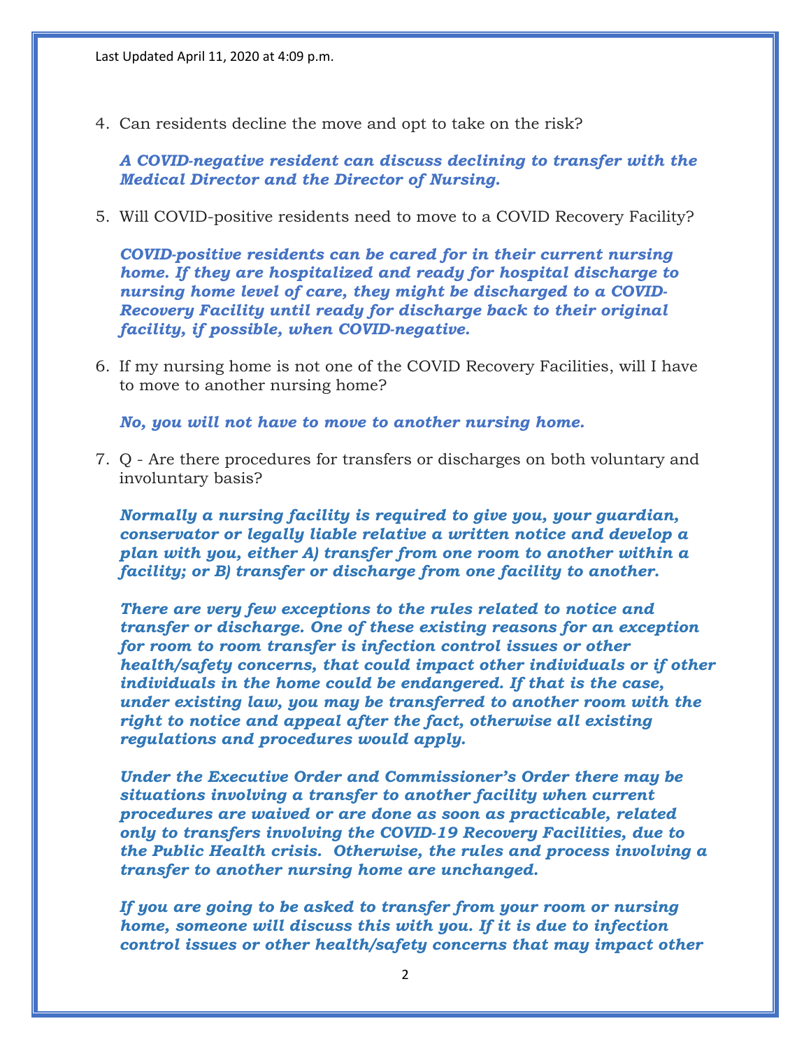4. Can residents decline the move and opt to take on the risk?

   ***A COVID-negative resident can discuss declining to transfer with the Medical Director and the Director of Nursing.***

5. Will COVID-positive residents need to move to a COVID Recovery Facility?

   ***COVID-positive residents can be cared for in their current nursing home. If they are hospitalized and ready for hospital discharge to nursing home level of care, they might be discharged to a COVID-Recovery Facility until ready for discharge back to their original facility, if possible, when COVID-negative.***

6. If my nursing home is not one of the COVID Recovery Facilities, will I have to move to another nursing home?

   ***No, you will not have to move to another nursing home.***

7. Q - Are there procedures for transfers or discharges on both voluntary and involuntary basis?

   ***Normally a nursing facility is required to give you, your guardian, conservator or legally liable relative a written notice and develop a plan with you, either A) transfer from one room to another within a facility; or B) transfer or discharge from one facility to another.***

   ***There are very few exceptions to the rules related to notice and transfer or discharge. One of these existing reasons for an exception for room to room transfer is infection control issues or other health/safety concerns, that could impact other individuals or if other individuals in the home could be endangered. If that is the case, under existing law, you may be transferred to another room with the right to notice and appeal after the fact, otherwise all existing regulations and procedures would apply.***

   ***Under the Executive Order and Commissioner's Order there may be situations involving a transfer to another facility when current procedures are waived or are done as soon as practicable, related only to transfers involving the COVID-19 Recovery Facilities, due to the Public Health crisis. Otherwise, the rules and process involving a transfer to another nursing home are unchanged.***

   ***If you are going to be asked to transfer from your room or nursing home, someone will discuss this with you. If it is due to infection control issues or other health/safety concerns that may impact other***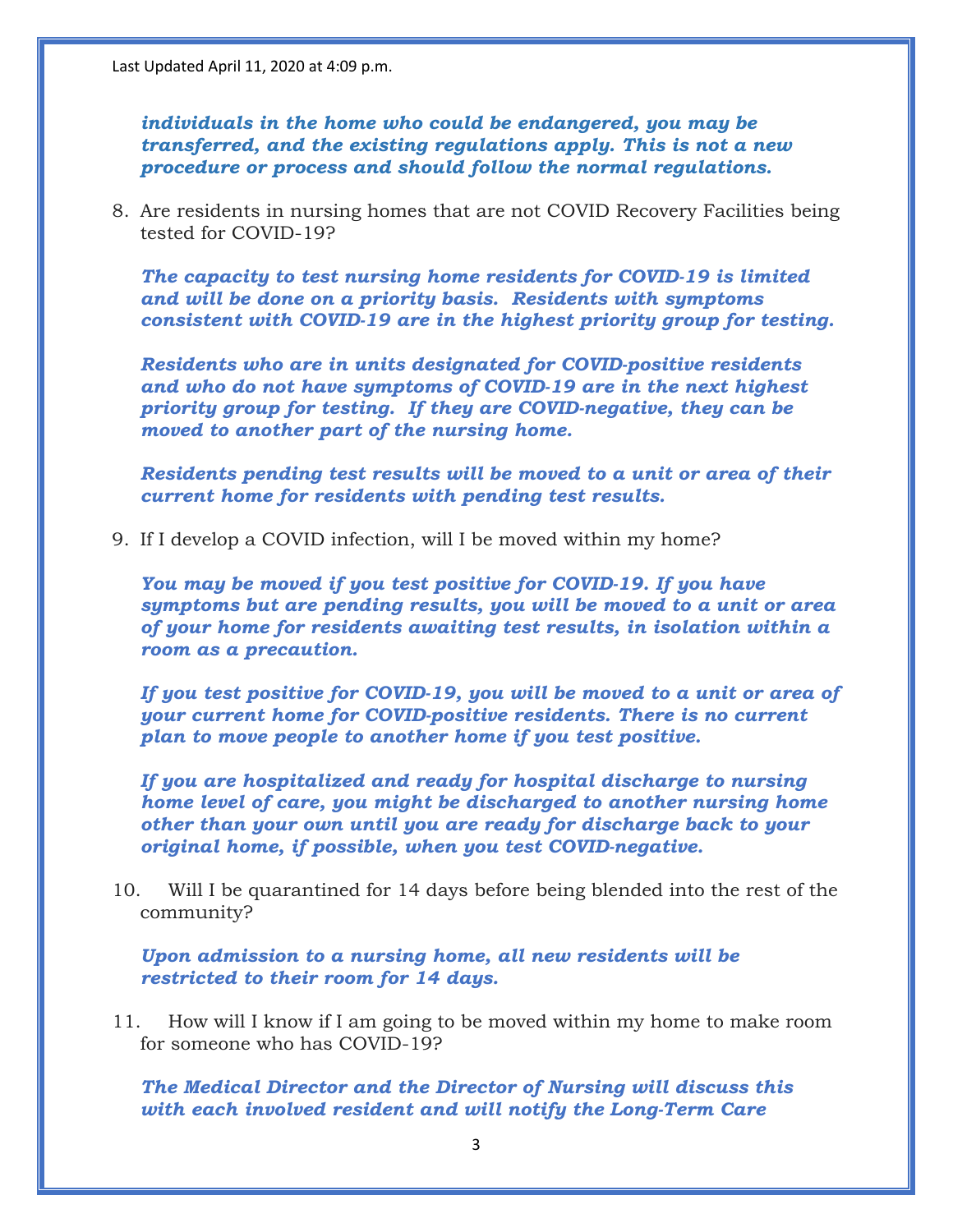*individuals in the home who could be endangered, you may be transferred, and the existing regulations apply. This is not a new procedure or process and should follow the normal regulations.*

8. Are residents in nursing homes that are not COVID Recovery Facilities being tested for COVID-19?

   ***The capacity to test nursing home residents for COVID-19 is limited and will be done on a priority basis. Residents with symptoms consistent with COVID-19 are in the highest priority group for testing.***

   ***Residents who are in units designated for COVID-positive residents and who do not have symptoms of COVID-19 are in the next highest priority group for testing. If they are COVID-negative, they can be moved to another part of the nursing home.***

   ***Residents pending test results will be moved to a unit or area of their current home for residents with pending test results.***

9. If I develop a COVID infection, will I be moved within my home?

   ***You may be moved if you test positive for COVID-19. If you have symptoms but are pending results, you will be moved to a unit or area of your home for residents awaiting test results, in isolation within a room as a precaution.***

   ***If you test positive for COVID-19, you will be moved to a unit or area of your current home for COVID-positive residents. There is no current plan to move people to another home if you test positive.***

   ***If you are hospitalized and ready for hospital discharge to nursing home level of care, you might be discharged to another nursing home other than your own until you are ready for discharge back to your original home, if possible, when you test COVID-negative.***

10. Will I be quarantined for 14 days before being blended into the rest of the community?

    ***Upon admission to a nursing home, all new residents will be restricted to their room for 14 days.***

11. How will I know if I am going to be moved within my home to make room for someone who has COVID-19?

    ***The Medical Director and the Director of Nursing will discuss this with each involved resident and will notify the Long-Term Care***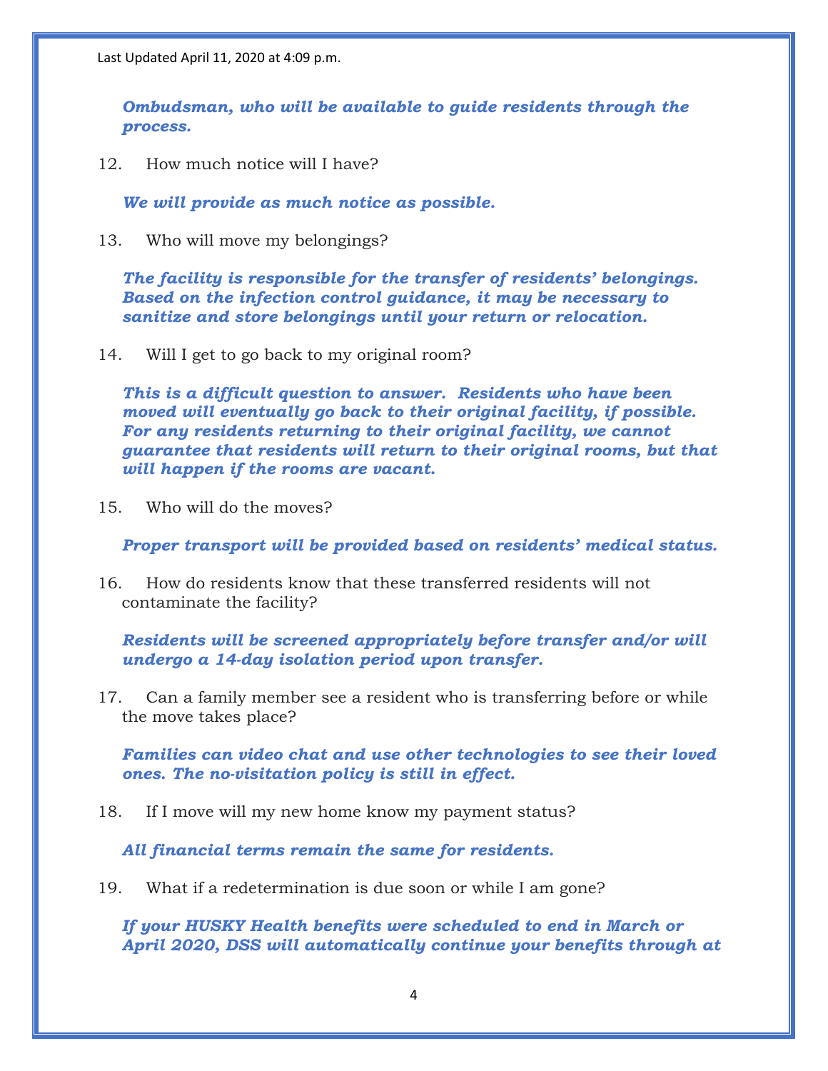Last Updated April 11, 2020 at 4:09 p.m.

***Ombudsman, who will be available to guide residents through the process.***

12. How much notice will I have?

***We will provide as much notice as possible.***

13. Who will move my belongings?

***The facility is responsible for the transfer of residents' belongings. Based on the infection control guidance, it may be necessary to sanitize and store belongings until your return or relocation.***

14. Will I get to go back to my original room?

***This is a difficult question to answer. Residents who have been moved will eventually go back to their original facility, if possible. For any residents returning to their original facility, we cannot guarantee that residents will return to their original rooms, but that will happen if the rooms are vacant.***

15. Who will do the moves?

***Proper transport will be provided based on residents' medical status.***

16. How do residents know that these transferred residents will not contaminate the facility?

***Residents will be screened appropriately before transfer and/or will undergo a 14-day isolation period upon transfer.***

17. Can a family member see a resident who is transferring before or while the move takes place?

***Families can video chat and use other technologies to see their loved ones. The no-visitation policy is still in effect.***

18. If I move will my new home know my payment status?

***All financial terms remain the same for residents.***

19. What if a redetermination is due soon or while I am gone?

***If your HUSKY Health benefits were scheduled to end in March or April 2020, DSS will automatically continue your benefits through at***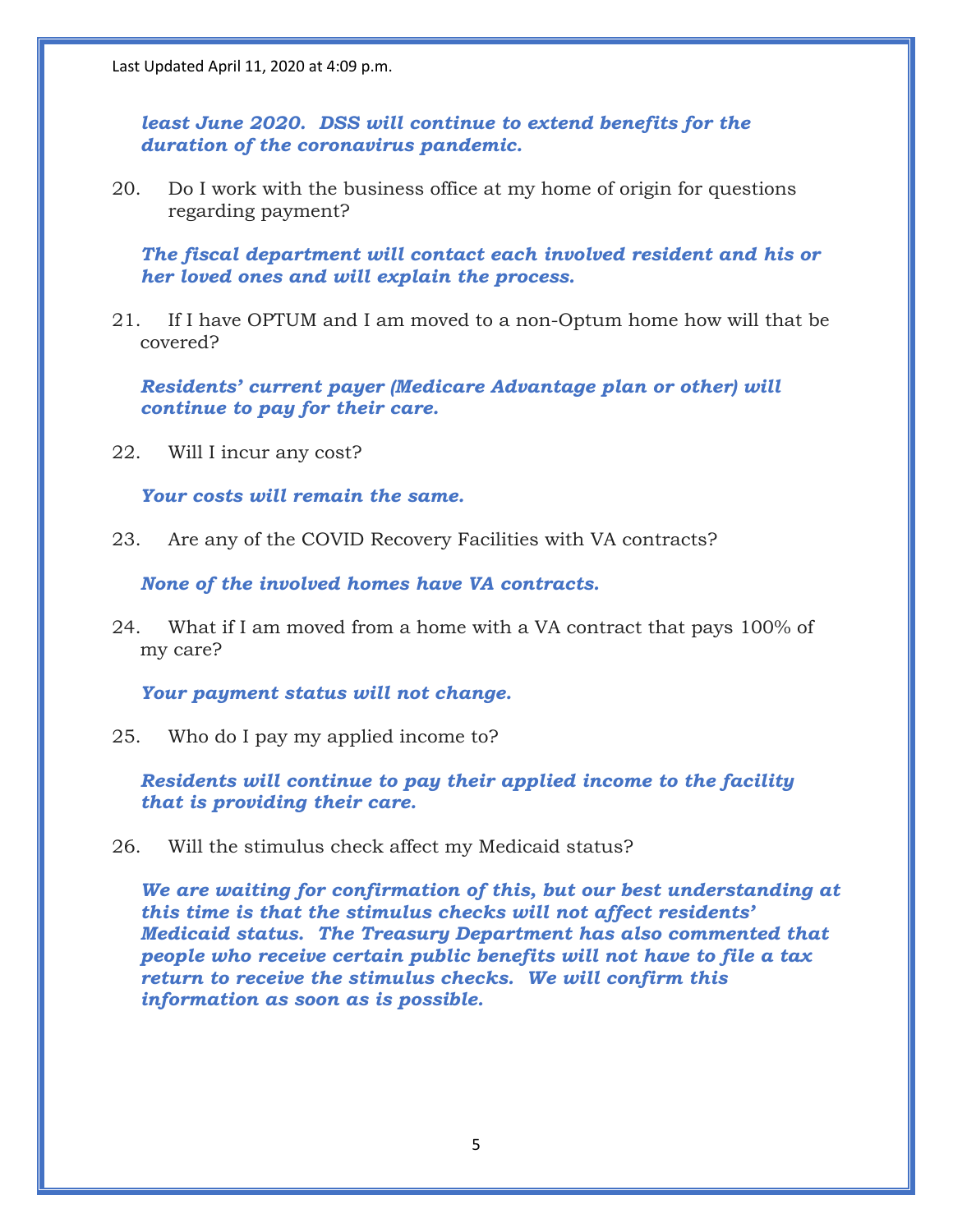Last Updated April 11, 2020 at 4:09 p.m.

***least June 2020. DSS will continue to extend benefits for the duration of the coronavirus pandemic.***

20. Do I work with the business office at my home of origin for questions regarding payment?

***The fiscal department will contact each involved resident and his or her loved ones and will explain the process.***

21. If I have OPTUM and I am moved to a non-Optum home how will that be covered?

***Residents' current payer (Medicare Advantage plan or other) will continue to pay for their care.***

22. Will I incur any cost?

***Your costs will remain the same.***

23. Are any of the COVID Recovery Facilities with VA contracts?

***None of the involved homes have VA contracts.***

24. What if I am moved from a home with a VA contract that pays 100% of my care?

***Your payment status will not change.***

25. Who do I pay my applied income to?

***Residents will continue to pay their applied income to the facility that is providing their care.***

26. Will the stimulus check affect my Medicaid status?

***We are waiting for confirmation of this, but our best understanding at this time is that the stimulus checks will not affect residents' Medicaid status. The Treasury Department has also commented that people who receive certain public benefits will not have to file a tax return to receive the stimulus checks. We will confirm this information as soon as is possible.***